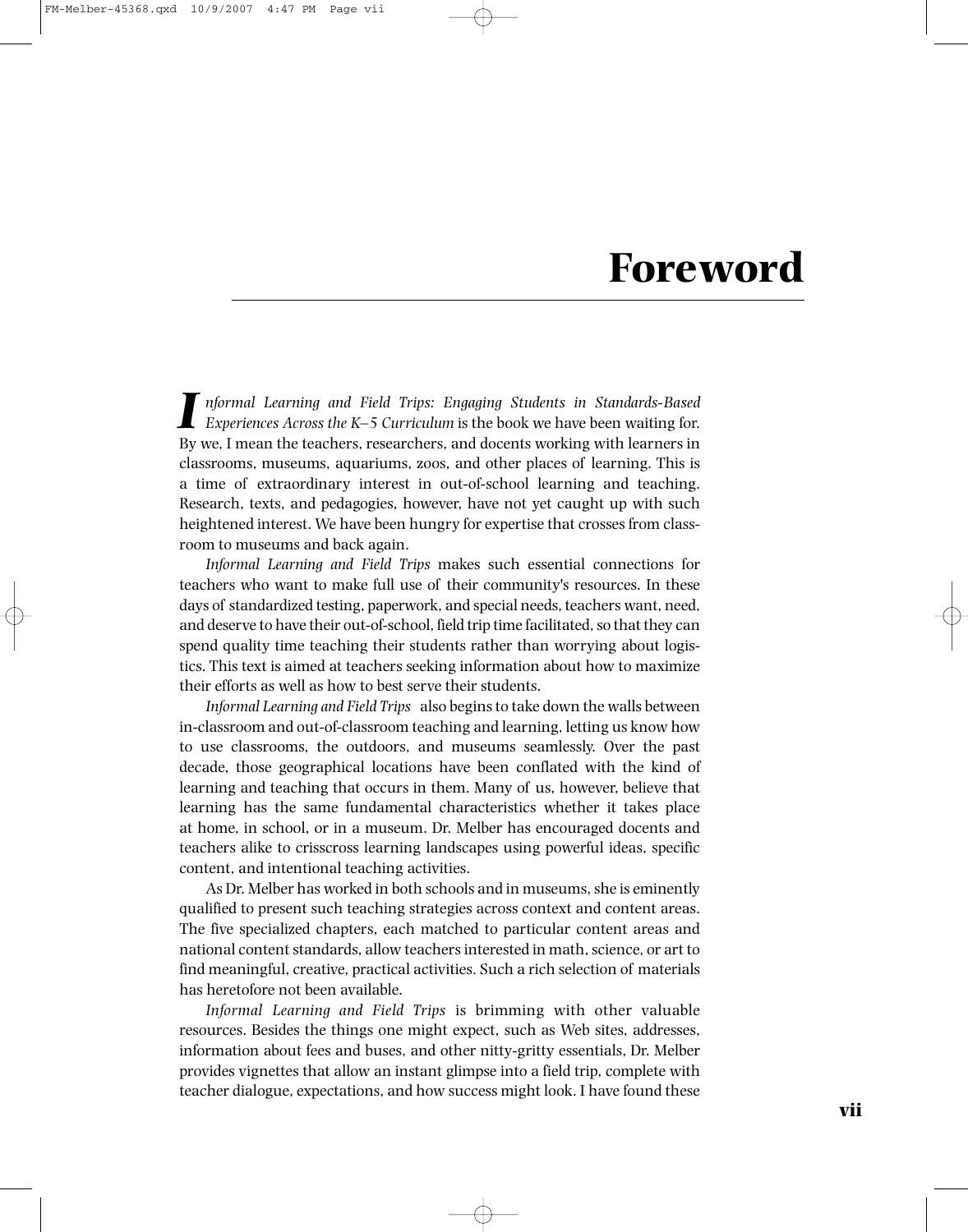# Foreword

*Informal Learning and Field Trips: Engaging Students in Standards-Based Experiences Across the K–5 Curriculum* is the book we have been waiting for. By we, I mean the teachers, researchers, and docents working with learners in classrooms, museums, aquariums, zoos, and other places of learning. This is a time of extraordinary interest in out-of-school learning and teaching. Research, texts, and pedagogies, however, have not yet caught up with such heightened interest. We have been hungry for expertise that crosses from classroom to museums and back again.

*Informal Learning and Field Trips* makes such essential connections for teachers who want to make full use of their community's resources. In these days of standardized testing, paperwork, and special needs, teachers want, need, and deserve to have their out-of-school, field trip time facilitated, so that they can spend quality time teaching their students rather than worrying about logistics. This text is aimed at teachers seeking information about how to maximize their efforts as well as how to best serve their students.

*Informal Learning and Field Trips* also begins to take down the walls between in-classroom and out-of-classroom teaching and learning, letting us know how to use classrooms, the outdoors, and museums seamlessly. Over the past decade, those geographical locations have been conflated with the kind of learning and teaching that occurs in them. Many of us, however, believe that learning has the same fundamental characteristics whether it takes place at home, in school, or in a museum. Dr. Melber has encouraged docents and teachers alike to crisscross learning landscapes using powerful ideas, specific content, and intentional teaching activities.

As Dr. Melber has worked in both schools and in museums, she is eminently qualified to present such teaching strategies across context and content areas. The five specialized chapters, each matched to particular content areas and national content standards, allow teachers interested in math, science, or art to find meaningful, creative, practical activities. Such a rich selection of materials has heretofore not been available.

*Informal Learning and Field Trips* is brimming with other valuable resources. Besides the things one might expect, such as Web sites, addresses, information about fees and buses, and other nitty-gritty essentials, Dr. Melber provides vignettes that allow an instant glimpse into a field trip, complete with teacher dialogue, expectations, and how success might look. I have found these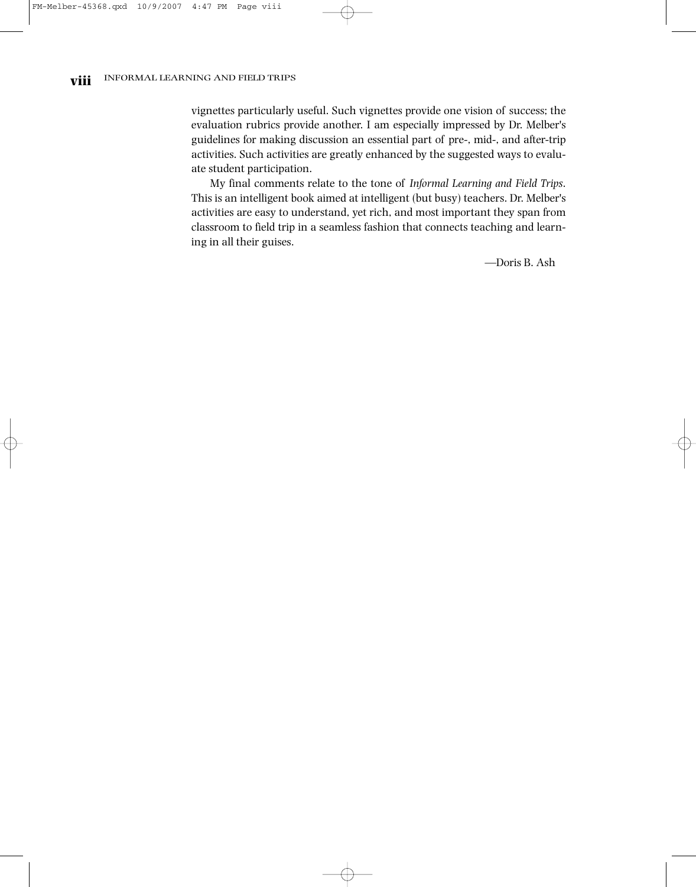vignettes particularly useful. Such vignettes provide one vision of success; the evaluation rubrics provide another. I am especially impressed by Dr. Melber's guidelines for making discussion an essential part of pre-, mid-, and after-trip activities. Such activities are greatly enhanced by the suggested ways to evaluate student participation.

My final comments relate to the tone of *Informal Learning and Field Trips*. This is an intelligent book aimed at intelligent (but busy) teachers. Dr. Melber's activities are easy to understand, yet rich, and most important they span from classroom to field trip in a seamless fashion that connects teaching and learning in all their guises.

—Doris B. Ash